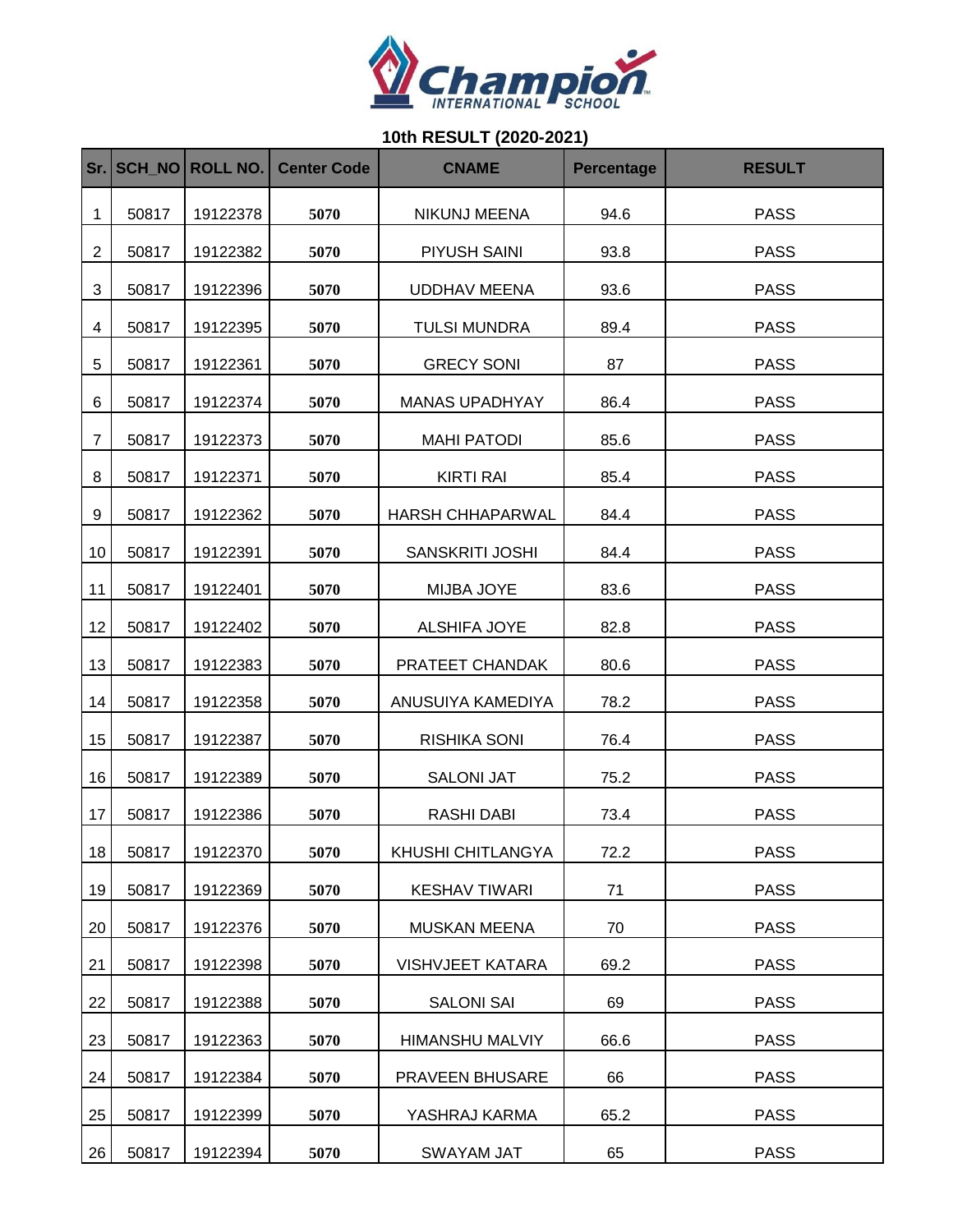# Champion INTERNATIONAL SCHOOL

## 10th RESULT (2020-2021)

| Sr. | SCH_NO | ROLL NO. | Center Code | CNAME | Percentage | RESULT |
|---|---|---|---|---|---|---|
| 1 | 50817 | 19122378 | 5070 | NIKUNJ MEENA | 94.6 | PASS |
| 2 | 50817 | 19122382 | 5070 | PIYUSH SAINI | 93.8 | PASS |
| 3 | 50817 | 19122396 | 5070 | UDDHAV MEENA | 93.6 | PASS |
| 4 | 50817 | 19122395 | 5070 | TULSI MUNDRA | 89.4 | PASS |
| 5 | 50817 | 19122361 | 5070 | GRECY SONI | 87 | PASS |
| 6 | 50817 | 19122374 | 5070 | MANAS UPADHYAY | 86.4 | PASS |
| 7 | 50817 | 19122373 | 5070 | MAHI PATODI | 85.6 | PASS |
| 8 | 50817 | 19122371 | 5070 | KIRTI RAI | 85.4 | PASS |
| 9 | 50817 | 19122362 | 5070 | HARSH CHHAPARWAL | 84.4 | PASS |
| 10 | 50817 | 19122391 | 5070 | SANSKRITI JOSHI | 84.4 | PASS |
| 11 | 50817 | 19122401 | 5070 | MIJBA JOYE | 83.6 | PASS |
| 12 | 50817 | 19122402 | 5070 | ALSHIFA JOYE | 82.8 | PASS |
| 13 | 50817 | 19122383 | 5070 | PRATEET CHANDAK | 80.6 | PASS |
| 14 | 50817 | 19122358 | 5070 | ANUSUIYA KAMEDIYA | 78.2 | PASS |
| 15 | 50817 | 19122387 | 5070 | RISHIKA SONI | 76.4 | PASS |
| 16 | 50817 | 19122389 | 5070 | SALONI JAT | 75.2 | PASS |
| 17 | 50817 | 19122386 | 5070 | RASHI DABI | 73.4 | PASS |
| 18 | 50817 | 19122370 | 5070 | KHUSHI CHITLANGYA | 72.2 | PASS |
| 19 | 50817 | 19122369 | 5070 | KESHAV TIWARI | 71 | PASS |
| 20 | 50817 | 19122376 | 5070 | MUSKAN MEENA | 70 | PASS |
| 21 | 50817 | 19122398 | 5070 | VISHVJEET KATARA | 69.2 | PASS |
| 22 | 50817 | 19122388 | 5070 | SALONI SAI | 69 | PASS |
| 23 | 50817 | 19122363 | 5070 | HIMANSHU MALVIY | 66.6 | PASS |
| 24 | 50817 | 19122384 | 5070 | PRAVEEN BHUSARE | 66 | PASS |
| 25 | 50817 | 19122399 | 5070 | YASHRAJ KARMA | 65.2 | PASS |
| 26 | 50817 | 19122394 | 5070 | SWAYAM JAT | 65 | PASS |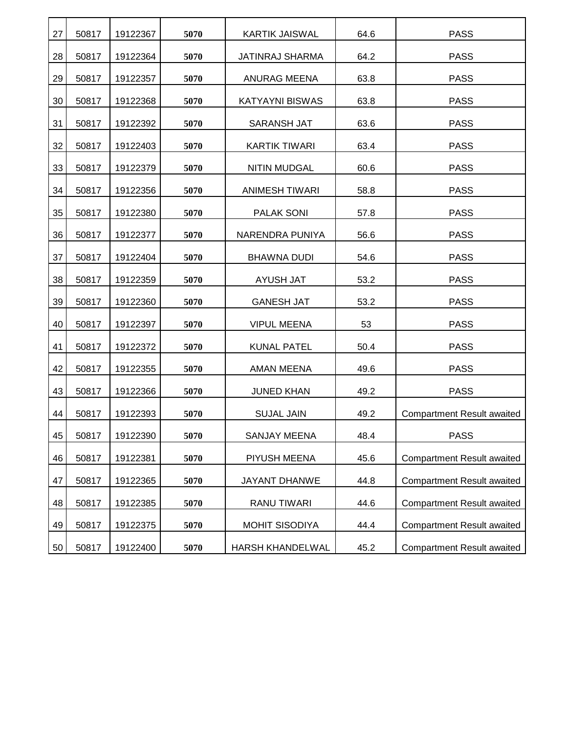| | | | | | | |
|---|---|---|---|---|---|---|
| 27 | 50817 | 19122367 | **5070** | KARTIK JAISWAL | 64.6 | PASS |
| 28 | 50817 | 19122364 | **5070** | JATINRAJ SHARMA | 64.2 | PASS |
| 29 | 50817 | 19122357 | **5070** | ANURAG MEENA | 63.8 | PASS |
| 30 | 50817 | 19122368 | **5070** | KATYAYNI BISWAS | 63.8 | PASS |
| 31 | 50817 | 19122392 | **5070** | SARANSH JAT | 63.6 | PASS |
| 32 | 50817 | 19122403 | **5070** | KARTIK TIWARI | 63.4 | PASS |
| 33 | 50817 | 19122379 | **5070** | NITIN MUDGAL | 60.6 | PASS |
| 34 | 50817 | 19122356 | **5070** | ANIMESH TIWARI | 58.8 | PASS |
| 35 | 50817 | 19122380 | **5070** | PALAK SONI | 57.8 | PASS |
| 36 | 50817 | 19122377 | **5070** | NARENDRA PUNIYA | 56.6 | PASS |
| 37 | 50817 | 19122404 | **5070** | BHAWNA DUDI | 54.6 | PASS |
| 38 | 50817 | 19122359 | **5070** | AYUSH JAT | 53.2 | PASS |
| 39 | 50817 | 19122360 | **5070** | GANESH JAT | 53.2 | PASS |
| 40 | 50817 | 19122397 | **5070** | VIPUL MEENA | 53 | PASS |
| 41 | 50817 | 19122372 | **5070** | KUNAL PATEL | 50.4 | PASS |
| 42 | 50817 | 19122355 | **5070** | AMAN MEENA | 49.6 | PASS |
| 43 | 50817 | 19122366 | **5070** | JUNED KHAN | 49.2 | PASS |
| 44 | 50817 | 19122393 | **5070** | SUJAL JAIN | 49.2 | Compartment Result awaited |
| 45 | 50817 | 19122390 | **5070** | SANJAY MEENA | 48.4 | PASS |
| 46 | 50817 | 19122381 | **5070** | PIYUSH MEENA | 45.6 | Compartment Result awaited |
| 47 | 50817 | 19122365 | **5070** | JAYANT DHANWE | 44.8 | Compartment Result awaited |
| 48 | 50817 | 19122385 | **5070** | RANU TIWARI | 44.6 | Compartment Result awaited |
| 49 | 50817 | 19122375 | **5070** | MOHIT SISODIYA | 44.4 | Compartment Result awaited |
| 50 | 50817 | 19122400 | **5070** | HARSH KHANDELWAL | 45.2 | Compartment Result awaited |